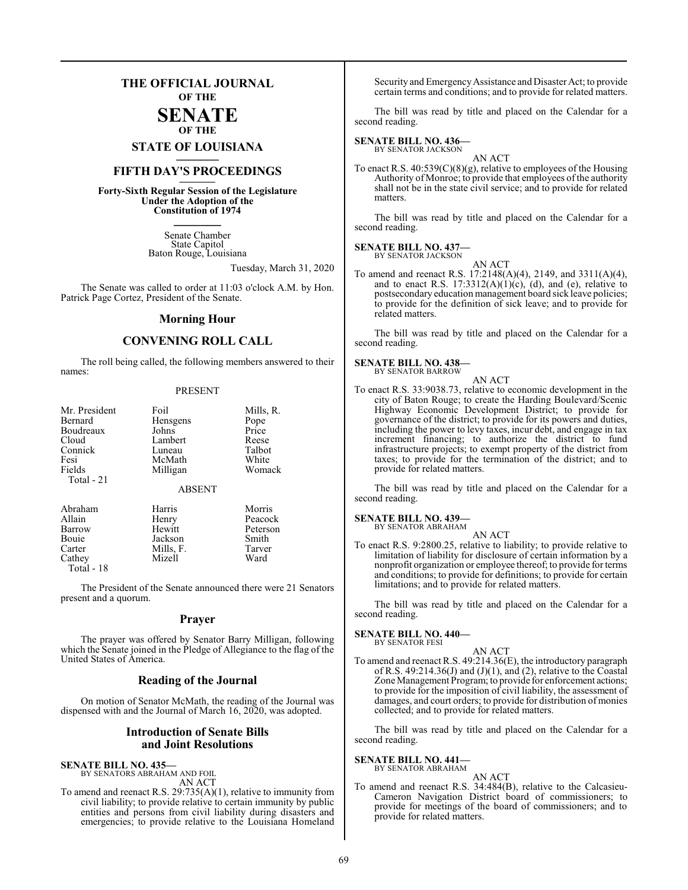# THE OFFICIAL JOURNAL OF THE SENATE OF THE STATE OF LOUISIANA

## FIFTH DAY'S PROCEEDINGS

**Forty-Sixth Regular Session of the Legislature Under the Adoption of the Constitution of 1974**

Senate Chamber
State Capitol
Baton Rouge, Louisiana

Tuesday, March 31, 2020

The Senate was called to order at 11:03 o'clock A.M. by Hon. Patrick Page Cortez, President of the Senate.

## Morning Hour

## CONVENING ROLL CALL

The roll being called, the following members answered to their names:

PRESENT

| | | |
|---|---|---|
| Mr. President | Foil | Mills, R. |
| Bernard | Hensgens | Pope |
| Boudreaux | Johns | Price |
| Cloud | Lambert | Reese |
| Connick | Luneau | Talbot |
| Fesi | McMath | White |
| Fields | Milligan | Womack |

Total - 21

ABSENT

| | | |
|---|---|---|
| Abraham | Harris | Morris |
| Allain | Henry | Peacock |
| Barrow | Hewitt | Peterson |
| Bouie | Jackson | Smith |
| Carter | Mills, F. | Tarver |
| Cathey | Mizell | Ward |

Total - 18

The President of the Senate announced there were 21 Senators present and a quorum.

## Prayer

The prayer was offered by Senator Barry Milligan, following which the Senate joined in the Pledge of Allegiance to the flag of the United States of America.

## Reading of the Journal

On motion of Senator McMath, the reading of the Journal was dispensed with and the Journal of March 16, 2020, was adopted.

## Introduction of Senate Bills and Joint Resolutions

**SENATE BILL NO. 435—**
BY SENATORS ABRAHAM AND FOIL

AN ACT

To amend and reenact R.S. 29:735(A)(1), relative to immunity from civil liability; to provide relative to certain immunity by public entities and persons from civil liability during disasters and emergencies; to provide relative to the Louisiana Homeland Security and Emergency Assistance and Disaster Act; to provide certain terms and conditions; and to provide for related matters.

The bill was read by title and placed on the Calendar for a second reading.

**SENATE BILL NO. 436—**
BY SENATOR JACKSON

AN ACT

To enact R.S. 40:539(C)(8)(g), relative to employees of the Housing Authority of Monroe; to provide that employees of the authority shall not be in the state civil service; and to provide for related matters.

The bill was read by title and placed on the Calendar for a second reading.

**SENATE BILL NO. 437—**
BY SENATOR JACKSON

AN ACT

To amend and reenact R.S. 17:2148(A)(4), 2149, and 3311(A)(4), and to enact R.S. 17:3312(A)(1)(c), (d), and (e), relative to postsecondary education management board sick leave policies; to provide for the definition of sick leave; and to provide for related matters.

The bill was read by title and placed on the Calendar for a second reading.

**SENATE BILL NO. 438—**
BY SENATOR BARROW

AN ACT

To enact R.S. 33:9038.73, relative to economic development in the city of Baton Rouge; to create the Harding Boulevard/Scenic Highway Economic Development District; to provide for governance of the district; to provide for its powers and duties, including the power to levy taxes, incur debt, and engage in tax increment financing; to authorize the district to fund infrastructure projects; to exempt property of the district from taxes; to provide for the termination of the district; and to provide for related matters.

The bill was read by title and placed on the Calendar for a second reading.

**SENATE BILL NO. 439—**
BY SENATOR ABRAHAM

AN ACT

To enact R.S. 9:2800.25, relative to liability; to provide relative to limitation of liability for disclosure of certain information by a nonprofit organization or employee thereof; to provide for terms and conditions; to provide for definitions; to provide for certain limitations; and to provide for related matters.

The bill was read by title and placed on the Calendar for a second reading.

**SENATE BILL NO. 440—**
BY SENATOR FESI

AN ACT

To amend and reenact R.S. 49:214.36(E), the introductory paragraph of R.S. 49:214.36(J) and (J)(1), and (2), relative to the Coastal Zone Management Program; to provide for enforcement actions; to provide for the imposition of civil liability, the assessment of damages, and court orders; to provide for distribution of monies collected; and to provide for related matters.

The bill was read by title and placed on the Calendar for a second reading.

**SENATE BILL NO. 441—**
BY SENATOR ABRAHAM

AN ACT

To amend and reenact R.S. 34:484(B), relative to the Calcasieu-Cameron Navigation District board of commissioners; to provide for meetings of the board of commissioners; and to provide for related matters.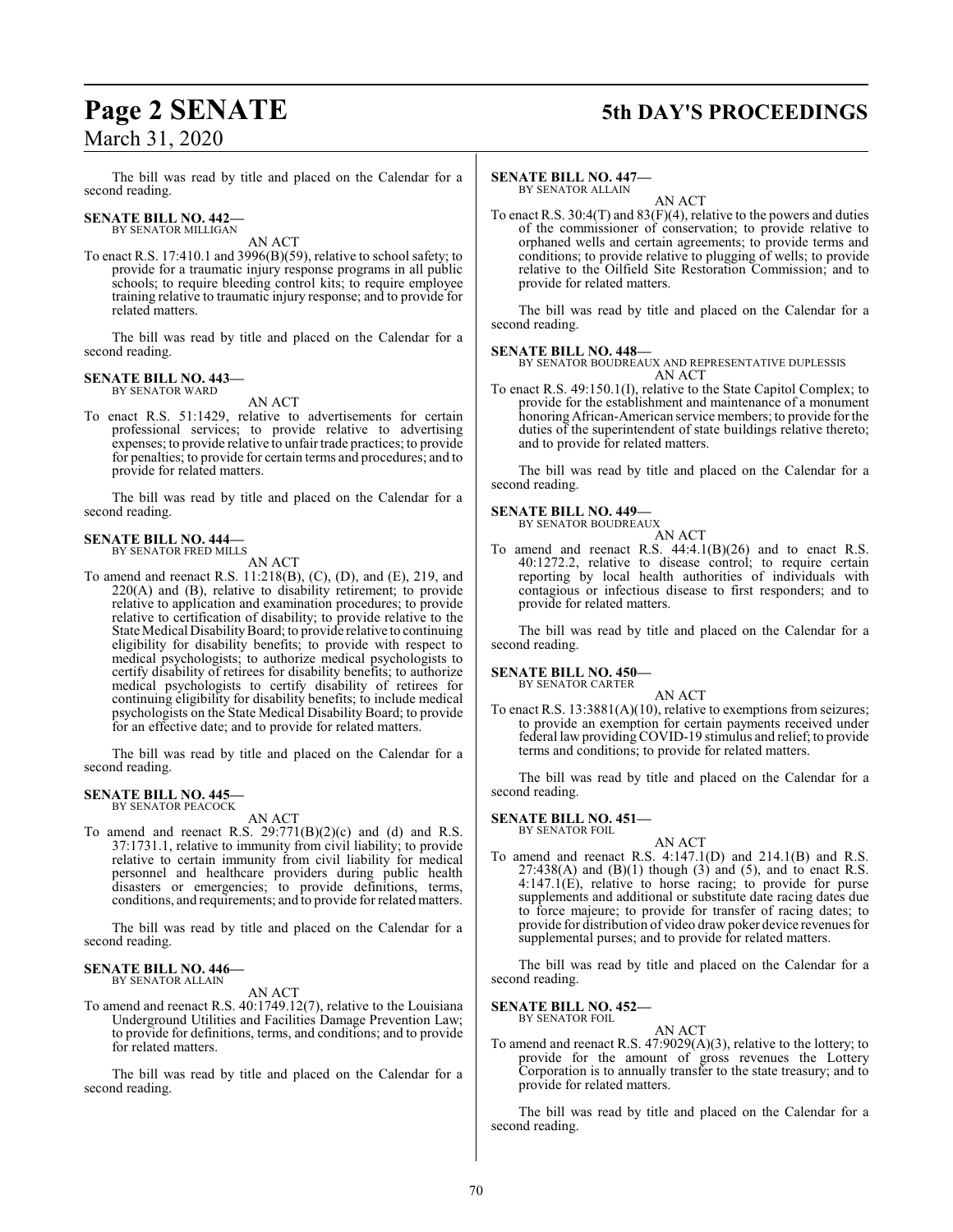The bill was read by title and placed on the Calendar for a second reading.

**SENATE BILL NO. 442—**
BY SENATOR MILLIGAN

AN ACT

To enact R.S. 17:410.1 and 3996(B)(59), relative to school safety; to provide for a traumatic injury response programs in all public schools; to require bleeding control kits; to require employee training relative to traumatic injury response; and to provide for related matters.

The bill was read by title and placed on the Calendar for a second reading.

**SENATE BILL NO. 443—**
BY SENATOR WARD

AN ACT

To enact R.S. 51:1429, relative to advertisements for certain professional services; to provide relative to advertising expenses; to provide relative to unfair trade practices; to provide for penalties; to provide for certain terms and procedures; and to provide for related matters.

The bill was read by title and placed on the Calendar for a second reading.

**SENATE BILL NO. 444—**
BY SENATOR FRED MILLS

AN ACT

To amend and reenact R.S. 11:218(B), (C), (D), and (E), 219, and 220(A) and (B), relative to disability retirement; to provide relative to application and examination procedures; to provide relative to certification of disability; to provide relative to the State Medical Disability Board; to provide relative to continuing eligibility for disability benefits; to provide with respect to medical psychologists; to authorize medical psychologists to certify disability of retirees for disability benefits; to authorize medical psychologists to certify disability of retirees for continuing eligibility for disability benefits; to include medical psychologists on the State Medical Disability Board; to provide for an effective date; and to provide for related matters.

The bill was read by title and placed on the Calendar for a second reading.

**SENATE BILL NO. 445—**
BY SENATOR PEACOCK

AN ACT

To amend and reenact R.S. 29:771(B)(2)(c) and (d) and R.S. 37:1731.1, relative to immunity from civil liability; to provide relative to certain immunity from civil liability for medical personnel and healthcare providers during public health disasters or emergencies; to provide definitions, terms, conditions, and requirements; and to provide for related matters.

The bill was read by title and placed on the Calendar for a second reading.

**SENATE BILL NO. 446—**
BY SENATOR ALLAIN

AN ACT

To amend and reenact R.S. 40:1749.12(7), relative to the Louisiana Underground Utilities and Facilities Damage Prevention Law; to provide for definitions, terms, and conditions; and to provide for related matters.

The bill was read by title and placed on the Calendar for a second reading.

**SENATE BILL NO. 447—**
BY SENATOR ALLAIN

AN ACT

To enact R.S. 30:4(T) and 83(F)(4), relative to the powers and duties of the commissioner of conservation; to provide relative to orphaned wells and certain agreements; to provide terms and conditions; to provide relative to plugging of wells; to provide relative to the Oilfield Site Restoration Commission; and to provide for related matters.

The bill was read by title and placed on the Calendar for a second reading.

**SENATE BILL NO. 448—**
BY SENATOR BOUDREAUX AND REPRESENTATIVE DUPLESSIS

AN ACT

To enact R.S. 49:150.1(I), relative to the State Capitol Complex; to provide for the establishment and maintenance of a monument honoring African-American service members; to provide for the duties of the superintendent of state buildings relative thereto; and to provide for related matters.

The bill was read by title and placed on the Calendar for a second reading.

**SENATE BILL NO. 449—**
BY SENATOR BOUDREAUX

AN ACT

To amend and reenact R.S. 44:4.1(B)(26) and to enact R.S. 40:1272.2, relative to disease control; to require certain reporting by local health authorities of individuals with contagious or infectious disease to first responders; and to provide for related matters.

The bill was read by title and placed on the Calendar for a second reading.

**SENATE BILL NO. 450—**
BY SENATOR CARTER

AN ACT

To enact R.S. 13:3881(A)(10), relative to exemptions from seizures; to provide an exemption for certain payments received under federal law providing COVID-19 stimulus and relief; to provide terms and conditions; to provide for related matters.

The bill was read by title and placed on the Calendar for a second reading.

**SENATE BILL NO. 451—**
BY SENATOR FOIL

AN ACT

To amend and reenact R.S. 4:147.1(D) and 214.1(B) and R.S. 27:438(A) and (B)(1) though (3) and (5), and to enact R.S. 4:147.1(E), relative to horse racing; to provide for purse supplements and additional or substitute date racing dates due to force majeure; to provide for transfer of racing dates; to provide for distribution of video draw poker device revenues for supplemental purses; and to provide for related matters.

The bill was read by title and placed on the Calendar for a second reading.

**SENATE BILL NO. 452—**
BY SENATOR FOIL

AN ACT

To amend and reenact R.S. 47:9029(A)(3), relative to the lottery; to provide for the amount of gross revenues the Lottery Corporation is to annually transfer to the state treasury; and to provide for related matters.

The bill was read by title and placed on the Calendar for a second reading.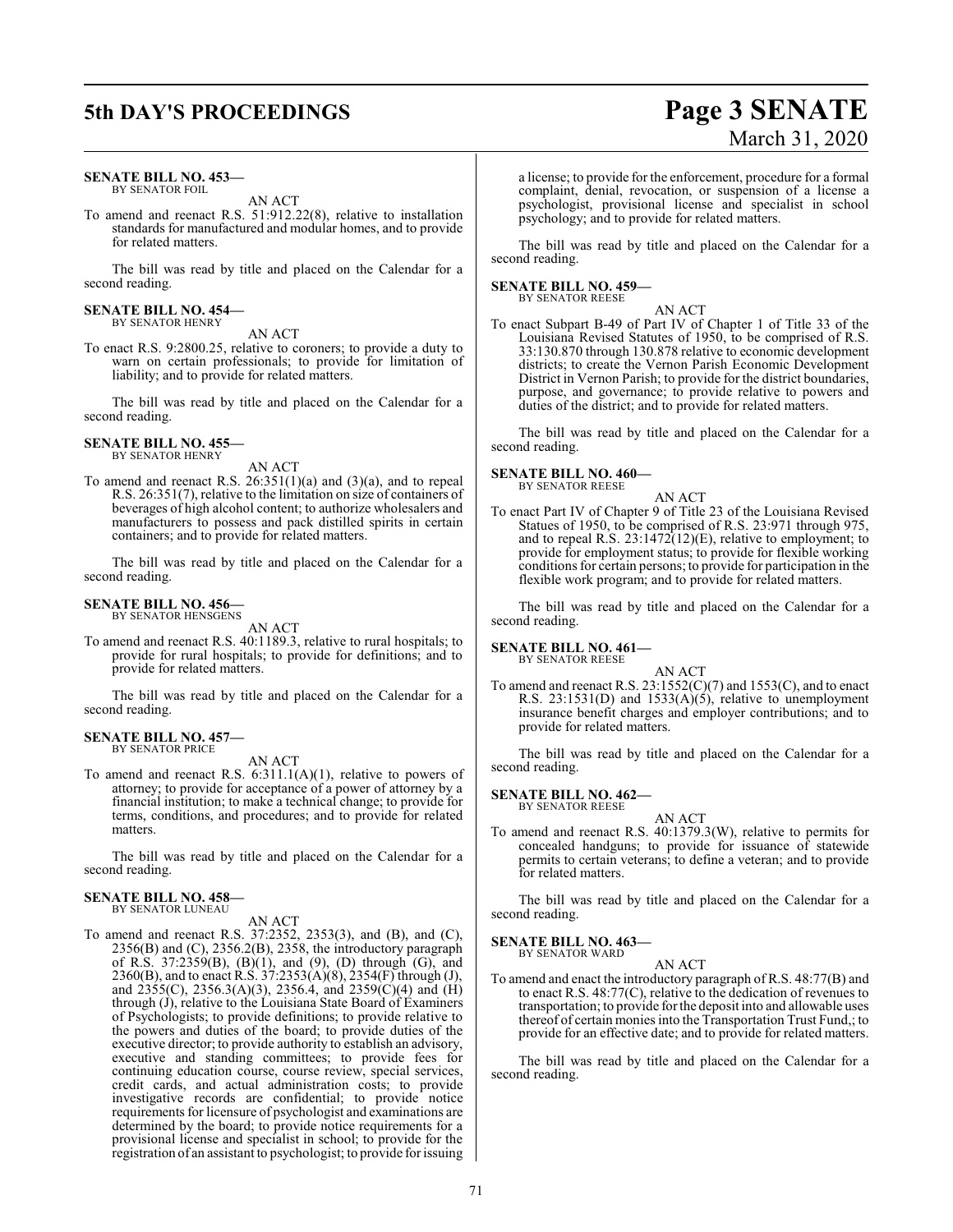**SENATE BILL NO. 453—**
BY SENATOR FOIL

AN ACT

To amend and reenact R.S. 51:912.22(8), relative to installation standards for manufactured and modular homes, and to provide for related matters.

The bill was read by title and placed on the Calendar for a second reading.

**SENATE BILL NO. 454—**
BY SENATOR HENRY

AN ACT

To enact R.S. 9:2800.25, relative to coroners; to provide a duty to warn on certain professionals; to provide for limitation of liability; and to provide for related matters.

The bill was read by title and placed on the Calendar for a second reading.

**SENATE BILL NO. 455—**
BY SENATOR HENRY

AN ACT

To amend and reenact R.S. 26:351(1)(a) and (3)(a), and to repeal R.S. 26:351(7), relative to the limitation on size of containers of beverages of high alcohol content; to authorize wholesalers and manufacturers to possess and pack distilled spirits in certain containers; and to provide for related matters.

The bill was read by title and placed on the Calendar for a second reading.

**SENATE BILL NO. 456—**
BY SENATOR HENSGENS

AN ACT

To amend and reenact R.S. 40:1189.3, relative to rural hospitals; to provide for rural hospitals; to provide for definitions; and to provide for related matters.

The bill was read by title and placed on the Calendar for a second reading.

**SENATE BILL NO. 457—**
BY SENATOR PRICE

AN ACT

To amend and reenact R.S. 6:311.1(A)(1), relative to powers of attorney; to provide for acceptance of a power of attorney by a financial institution; to make a technical change; to provide for terms, conditions, and procedures; and to provide for related matters.

The bill was read by title and placed on the Calendar for a second reading.

**SENATE BILL NO. 458—**
BY SENATOR LUNEAU

AN ACT

To amend and reenact R.S. 37:2352, 2353(3), and (B), and (C), 2356(B) and (C), 2356.2(B), 2358, the introductory paragraph of R.S. 37:2359(B), (B)(1), and (9), (D) through (G), and 2360(B), and to enact R.S. 37:2353(A)(8), 2354(F) through (J), and 2355(C), 2356.3(A)(3), 2356.4, and 2359(C)(4) and (H) through (J), relative to the Louisiana State Board of Examiners of Psychologists; to provide definitions; to provide relative to the powers and duties of the board; to provide duties of the executive director; to provide authority to establish an advisory, executive and standing committees; to provide fees for continuing education course, course review, special services, credit cards, and actual administration costs; to provide investigative records are confidential; to provide notice requirements for licensure of psychologist and examinations are determined by the board; to provide notice requirements for a provisional license and specialist in school; to provide for the registration of an assistant to psychologist; to provide for issuing a license; to provide for the enforcement, procedure for a formal complaint, denial, revocation, or suspension of a license a psychologist, provisional license and specialist in school psychology; and to provide for related matters.

The bill was read by title and placed on the Calendar for a second reading.

**SENATE BILL NO. 459—**
BY SENATOR REESE

AN ACT

To enact Subpart B-49 of Part IV of Chapter 1 of Title 33 of the Louisiana Revised Statutes of 1950, to be comprised of R.S. 33:130.870 through 130.878 relative to economic development districts; to create the Vernon Parish Economic Development District in Vernon Parish; to provide for the district boundaries, purpose, and governance; to provide relative to powers and duties of the district; and to provide for related matters.

The bill was read by title and placed on the Calendar for a second reading.

**SENATE BILL NO. 460—**
BY SENATOR REESE

AN ACT

To enact Part IV of Chapter 9 of Title 23 of the Louisiana Revised Statues of 1950, to be comprised of R.S. 23:971 through 975, and to repeal R.S. 23:1472(12)(E), relative to employment; to provide for employment status; to provide for flexible working conditions for certain persons; to provide for participation in the flexible work program; and to provide for related matters.

The bill was read by title and placed on the Calendar for a second reading.

**SENATE BILL NO. 461—**
BY SENATOR REESE

AN ACT

To amend and reenact R.S. 23:1552(C)(7) and 1553(C), and to enact R.S. 23:1531(D) and 1533(A)(5), relative to unemployment insurance benefit charges and employer contributions; and to provide for related matters.

The bill was read by title and placed on the Calendar for a second reading.

**SENATE BILL NO. 462—**
BY SENATOR REESE

AN ACT

To amend and reenact R.S. 40:1379.3(W), relative to permits for concealed handguns; to provide for issuance of statewide permits to certain veterans; to define a veteran; and to provide for related matters.

The bill was read by title and placed on the Calendar for a second reading.

**SENATE BILL NO. 463—**
BY SENATOR WARD

AN ACT

To amend and enact the introductory paragraph of R.S. 48:77(B) and to enact R.S. 48:77(C), relative to the dedication of revenues to transportation; to provide for the deposit into and allowable uses thereof of certain monies into the Transportation Trust Fund,; to provide for an effective date; and to provide for related matters.

The bill was read by title and placed on the Calendar for a second reading.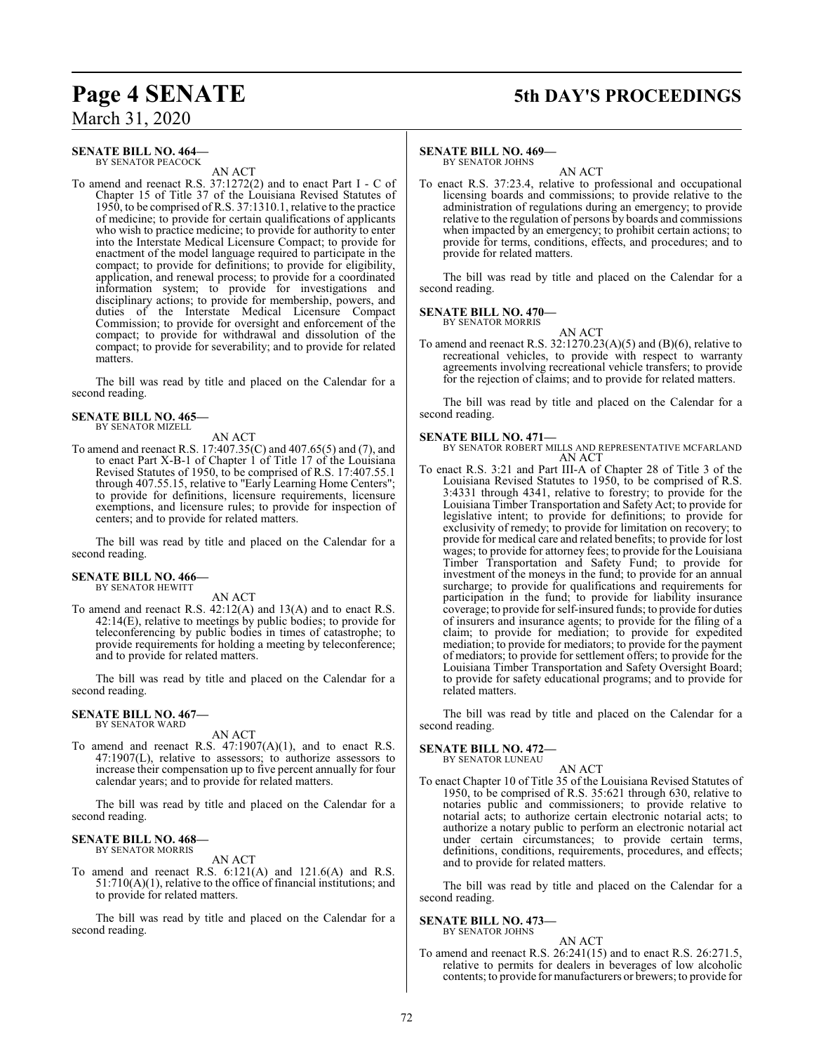**SENATE BILL NO. 464—**
BY SENATOR PEACOCK

AN ACT

To amend and reenact R.S. 37:1272(2) and to enact Part I - C of Chapter 15 of Title 37 of the Louisiana Revised Statutes of 1950, to be comprised of R.S. 37:1310.1, relative to the practice of medicine; to provide for certain qualifications of applicants who wish to practice medicine; to provide for authority to enter into the Interstate Medical Licensure Compact; to provide for enactment of the model language required to participate in the compact; to provide for definitions; to provide for eligibility, application, and renewal process; to provide for a coordinated information system; to provide for investigations and disciplinary actions; to provide for membership, powers, and duties of the Interstate Medical Licensure Compact Commission; to provide for oversight and enforcement of the compact; to provide for withdrawal and dissolution of the compact; to provide for severability; and to provide for related matters.

The bill was read by title and placed on the Calendar for a second reading.

**SENATE BILL NO. 465—**
BY SENATOR MIZELL

AN ACT

To amend and reenact R.S. 17:407.35(C) and 407.65(5) and (7), and to enact Part X-B-1 of Chapter 1 of Title 17 of the Louisiana Revised Statutes of 1950, to be comprised of R.S. 17:407.55.1 through 407.55.15, relative to "Early Learning Home Centers"; to provide for definitions, licensure requirements, licensure exemptions, and licensure rules; to provide for inspection of centers; and to provide for related matters.

The bill was read by title and placed on the Calendar for a second reading.

**SENATE BILL NO. 466—**
BY SENATOR HEWITT

AN ACT

To amend and reenact R.S. 42:12(A) and 13(A) and to enact R.S. 42:14(E), relative to meetings by public bodies; to provide for teleconferencing by public bodies in times of catastrophe; to provide requirements for holding a meeting by teleconference; and to provide for related matters.

The bill was read by title and placed on the Calendar for a second reading.

**SENATE BILL NO. 467—**
BY SENATOR WARD

AN ACT

To amend and reenact R.S. 47:1907(A)(1), and to enact R.S. 47:1907(L), relative to assessors; to authorize assessors to increase their compensation up to five percent annually for four calendar years; and to provide for related matters.

The bill was read by title and placed on the Calendar for a second reading.

**SENATE BILL NO. 468—**
BY SENATOR MORRIS

AN ACT

To amend and reenact R.S. 6:121(A) and 121.6(A) and R.S. 51:710(A)(1), relative to the office of financial institutions; and to provide for related matters.

The bill was read by title and placed on the Calendar for a second reading.

**SENATE BILL NO. 469—**
BY SENATOR JOHNS

AN ACT

To enact R.S. 37:23.4, relative to professional and occupational licensing boards and commissions; to provide relative to the administration of regulations during an emergency; to provide relative to the regulation of persons by boards and commissions when impacted by an emergency; to prohibit certain actions; to provide for terms, conditions, effects, and procedures; and to provide for related matters.

The bill was read by title and placed on the Calendar for a second reading.

**SENATE BILL NO. 470—**
BY SENATOR MORRIS

AN ACT

To amend and reenact R.S. 32:1270.23(A)(5) and (B)(6), relative to recreational vehicles, to provide with respect to warranty agreements involving recreational vehicle transfers; to provide for the rejection of claims; and to provide for related matters.

The bill was read by title and placed on the Calendar for a second reading.

**SENATE BILL NO. 471—**
BY SENATOR ROBERT MILLS AND REPRESENTATIVE MCFARLAND

AN ACT

To enact R.S. 3:21 and Part III-A of Chapter 28 of Title 3 of the Louisiana Revised Statutes to 1950, to be comprised of R.S. 3:4331 through 4341, relative to forestry; to provide for the Louisiana Timber Transportation and Safety Act; to provide for legislative intent; to provide for definitions; to provide for exclusivity of remedy; to provide for limitation on recovery; to provide for medical care and related benefits; to provide for lost wages; to provide for attorney fees; to provide for the Louisiana Timber Transportation and Safety Fund; to provide for investment of the moneys in the fund; to provide for an annual surcharge; to provide for qualifications and requirements for participation in the fund; to provide for liability insurance coverage; to provide for self-insured funds; to provide for duties of insurers and insurance agents; to provide for the filing of a claim; to provide for mediation; to provide for expedited mediation; to provide for mediators; to provide for the payment of mediators; to provide for settlement offers; to provide for the Louisiana Timber Transportation and Safety Oversight Board; to provide for safety educational programs; and to provide for related matters.

The bill was read by title and placed on the Calendar for a second reading.

**SENATE BILL NO. 472—**
BY SENATOR LUNEAU

AN ACT

To enact Chapter 10 of Title 35 of the Louisiana Revised Statutes of 1950, to be comprised of R.S. 35:621 through 630, relative to notaries public and commissioners; to provide relative to notarial acts; to authorize certain electronic notarial acts; to authorize a notary public to perform an electronic notarial act under certain circumstances; to provide certain terms, definitions, conditions, requirements, procedures, and effects; and to provide for related matters.

The bill was read by title and placed on the Calendar for a second reading.

**SENATE BILL NO. 473—**
BY SENATOR JOHNS

AN ACT

To amend and reenact R.S. 26:241(15) and to enact R.S. 26:271.5, relative to permits for dealers in beverages of low alcoholic contents; to provide for manufacturers or brewers; to provide for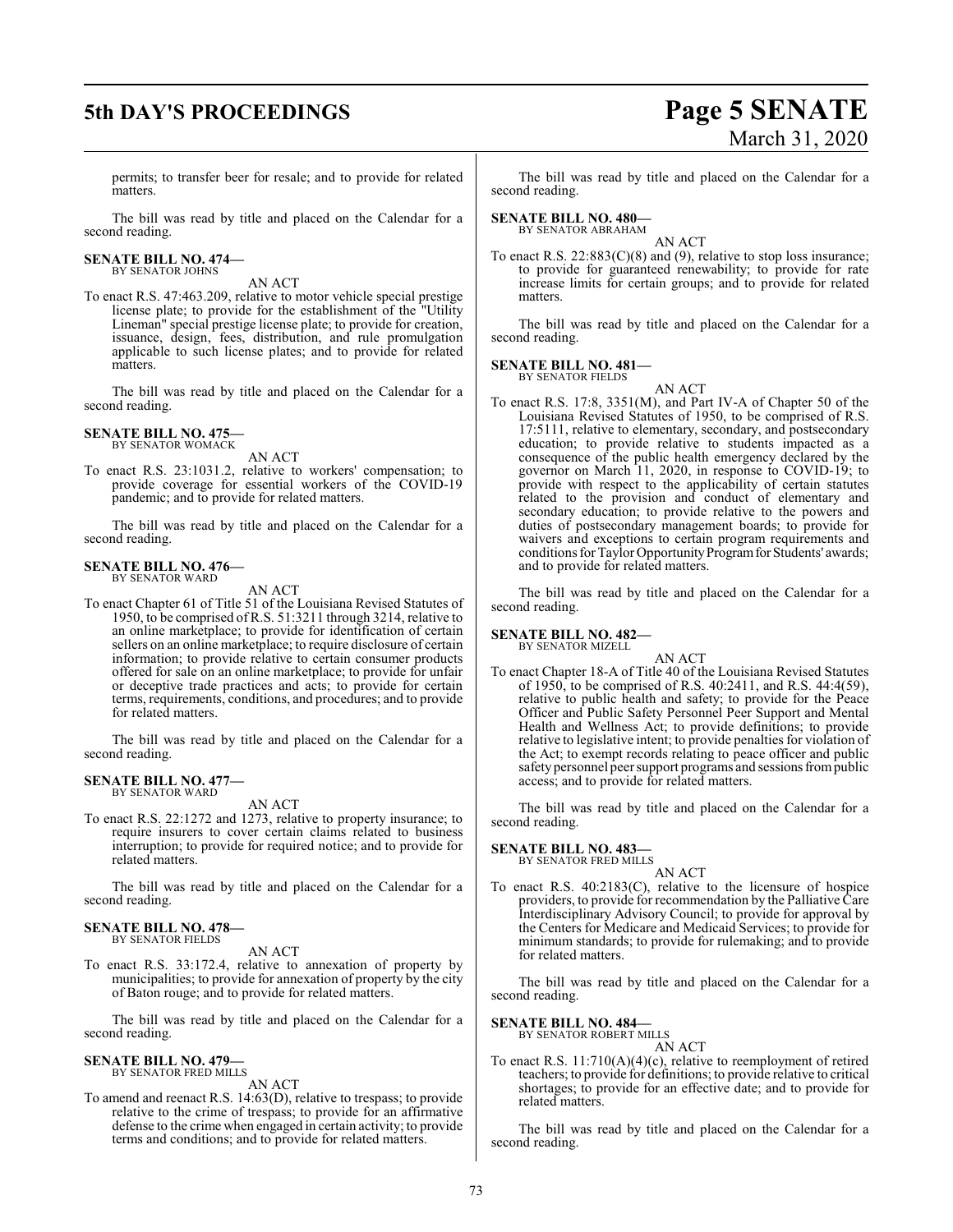permits; to transfer beer for resale; and to provide for related matters.

The bill was read by title and placed on the Calendar for a second reading.

**SENATE BILL NO. 474—**
BY SENATOR JOHNS

AN ACT

To enact R.S. 47:463.209, relative to motor vehicle special prestige license plate; to provide for the establishment of the "Utility Lineman" special prestige license plate; to provide for creation, issuance, design, fees, distribution, and rule promulgation applicable to such license plates; and to provide for related matters.

The bill was read by title and placed on the Calendar for a second reading.

**SENATE BILL NO. 475—**
BY SENATOR WOMACK

AN ACT

To enact R.S. 23:1031.2, relative to workers' compensation; to provide coverage for essential workers of the COVID-19 pandemic; and to provide for related matters.

The bill was read by title and placed on the Calendar for a second reading.

**SENATE BILL NO. 476—**
BY SENATOR WARD

AN ACT

To enact Chapter 61 of Title 51 of the Louisiana Revised Statutes of 1950, to be comprised of R.S. 51:3211 through 3214, relative to an online marketplace; to provide for identification of certain sellers on an online marketplace; to require disclosure of certain information; to provide relative to certain consumer products offered for sale on an online marketplace; to provide for unfair or deceptive trade practices and acts; to provide for certain terms, requirements, conditions, and procedures; and to provide for related matters.

The bill was read by title and placed on the Calendar for a second reading.

**SENATE BILL NO. 477—**
BY SENATOR WARD

AN ACT

To enact R.S. 22:1272 and 1273, relative to property insurance; to require insurers to cover certain claims related to business interruption; to provide for required notice; and to provide for related matters.

The bill was read by title and placed on the Calendar for a second reading.

**SENATE BILL NO. 478—**
BY SENATOR FIELDS

AN ACT

To enact R.S. 33:172.4, relative to annexation of property by municipalities; to provide for annexation of property by the city of Baton rouge; and to provide for related matters.

The bill was read by title and placed on the Calendar for a second reading.

**SENATE BILL NO. 479—**
BY SENATOR FRED MILLS

AN ACT

To amend and reenact R.S. 14:63(D), relative to trespass; to provide relative to the crime of trespass; to provide for an affirmative defense to the crime when engaged in certain activity; to provide terms and conditions; and to provide for related matters.

The bill was read by title and placed on the Calendar for a second reading.

**SENATE BILL NO. 480—**
BY SENATOR ABRAHAM

AN ACT

To enact R.S. 22:883(C)(8) and (9), relative to stop loss insurance; to provide for guaranteed renewability; to provide for rate increase limits for certain groups; and to provide for related matters.

The bill was read by title and placed on the Calendar for a second reading.

**SENATE BILL NO. 481—**
BY SENATOR FIELDS

AN ACT

To enact R.S. 17:8, 3351(M), and Part IV-A of Chapter 50 of the Louisiana Revised Statutes of 1950, to be comprised of R.S. 17:5111, relative to elementary, secondary, and postsecondary education; to provide relative to students impacted as a consequence of the public health emergency declared by the governor on March 11, 2020, in response to COVID-19; to provide with respect to the applicability of certain statutes related to the provision and conduct of elementary and secondary education; to provide relative to the powers and duties of postsecondary management boards; to provide for waivers and exceptions to certain program requirements and conditions for Taylor Opportunity Program for Students' awards; and to provide for related matters.

The bill was read by title and placed on the Calendar for a second reading.

**SENATE BILL NO. 482—**
BY SENATOR MIZELL

AN ACT

To enact Chapter 18-A of Title 40 of the Louisiana Revised Statutes of 1950, to be comprised of R.S. 40:2411, and R.S. 44:4(59), relative to public health and safety; to provide for the Peace Officer and Public Safety Personnel Peer Support and Mental Health and Wellness Act; to provide definitions; to provide relative to legislative intent; to provide penalties for violation of the Act; to exempt records relating to peace officer and public safety personnel peer support programs and sessions from public access; and to provide for related matters.

The bill was read by title and placed on the Calendar for a second reading.

**SENATE BILL NO. 483—**
BY SENATOR FRED MILLS

AN ACT

To enact R.S. 40:2183(C), relative to the licensure of hospice providers, to provide for recommendation by the Palliative Care Interdisciplinary Advisory Council; to provide for approval by the Centers for Medicare and Medicaid Services; to provide for minimum standards; to provide for rulemaking; and to provide for related matters.

The bill was read by title and placed on the Calendar for a second reading.

**SENATE BILL NO. 484—**
BY SENATOR ROBERT MILLS

AN ACT

To enact R.S. 11:710(A)(4)(c), relative to reemployment of retired teachers; to provide for definitions; to provide relative to critical shortages; to provide for an effective date; and to provide for related matters.

The bill was read by title and placed on the Calendar for a second reading.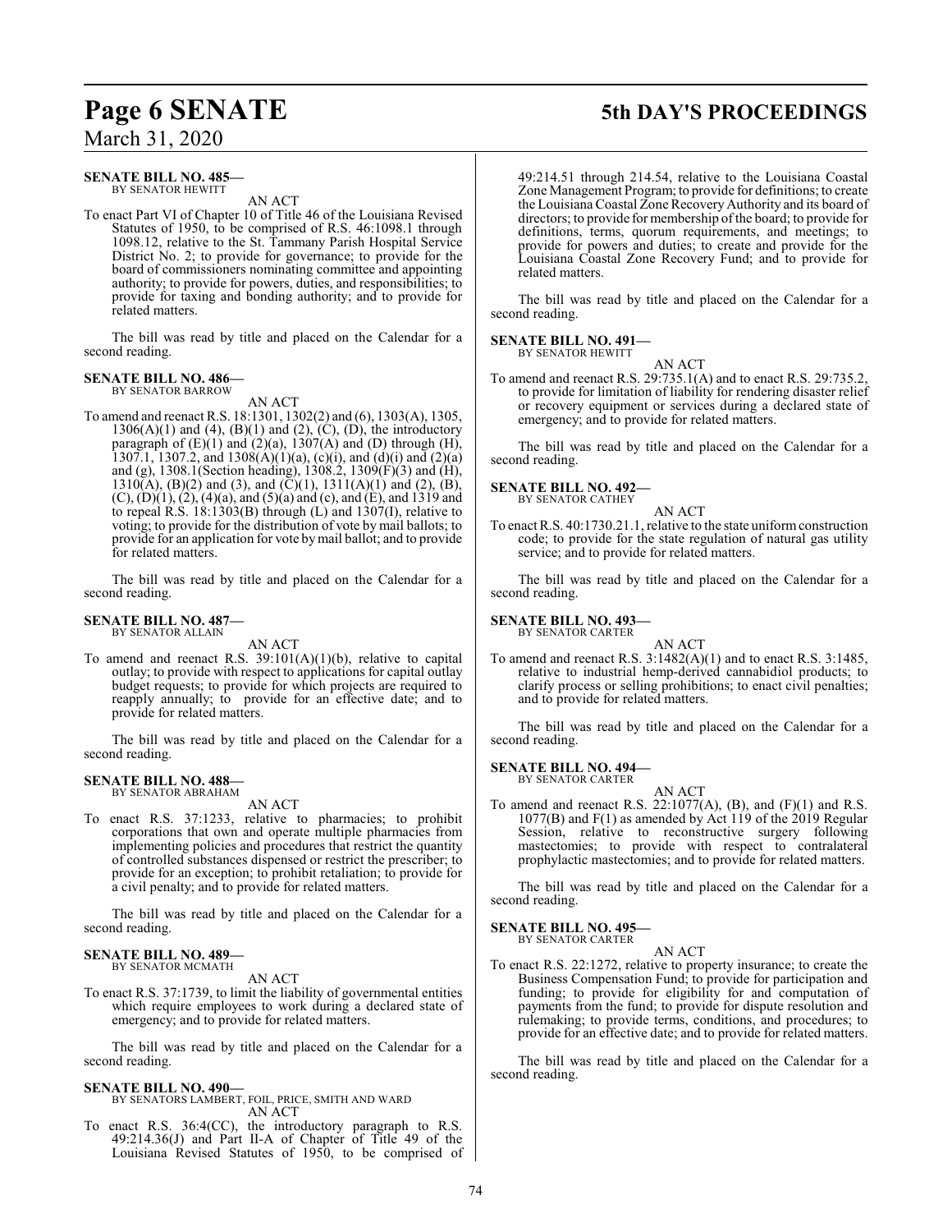**SENATE BILL NO. 485—**
BY SENATOR HEWITT

AN ACT

To enact Part VI of Chapter 10 of Title 46 of the Louisiana Revised Statutes of 1950, to be comprised of R.S. 46:1098.1 through 1098.12, relative to the St. Tammany Parish Hospital Service District No. 2; to provide for governance; to provide for the board of commissioners nominating committee and appointing authority; to provide for powers, duties, and responsibilities; to provide for taxing and bonding authority; and to provide for related matters.

The bill was read by title and placed on the Calendar for a second reading.

**SENATE BILL NO. 486—**
BY SENATOR BARROW

AN ACT

To amend and reenact R.S. 18:1301, 1302(2) and (6), 1303(A), 1305, 1306(A)(1) and (4), (B)(1) and (2), (C), (D), the introductory paragraph of (E)(1) and (2)(a), 1307(A) and (D) through (H), 1307.1, 1307.2, and 1308(A)(1)(a), (c)(i), and (d)(i) and (2)(a) and (g), 1308.1(Section heading), 1308.2, 1309(F)(3) and (H), 1310(A), (B)(2) and (3), and (C)(1), 1311(A)(1) and (2), (B), (C), (D)(1), (2), (4)(a), and (5)(a) and (c), and (E), and 1319 and to repeal R.S. 18:1303(B) through (L) and 1307(I), relative to voting; to provide for the distribution of vote by mail ballots; to provide for an application for vote by mail ballot; and to provide for related matters.

The bill was read by title and placed on the Calendar for a second reading.

**SENATE BILL NO. 487—**
BY SENATOR ALLAIN

AN ACT

To amend and reenact R.S. 39:101(A)(1)(b), relative to capital outlay; to provide with respect to applications for capital outlay budget requests; to provide for which projects are required to reapply annually; to provide for an effective date; and to provide for related matters.

The bill was read by title and placed on the Calendar for a second reading.

**SENATE BILL NO. 488—**
BY SENATOR ABRAHAM

AN ACT

To enact R.S. 37:1233, relative to pharmacies; to prohibit corporations that own and operate multiple pharmacies from implementing policies and procedures that restrict the quantity of controlled substances dispensed or restrict the prescriber; to provide for an exception; to prohibit retaliation; to provide for a civil penalty; and to provide for related matters.

The bill was read by title and placed on the Calendar for a second reading.

**SENATE BILL NO. 489—**
BY SENATOR MCMATH

AN ACT

To enact R.S. 37:1739, to limit the liability of governmental entities which require employees to work during a declared state of emergency; and to provide for related matters.

The bill was read by title and placed on the Calendar for a second reading.

**SENATE BILL NO. 490—**
BY SENATORS LAMBERT, FOIL, PRICE, SMITH AND WARD

AN ACT

To enact R.S. 36:4(CC), the introductory paragraph to R.S. 49:214.36(J) and Part II-A of Chapter of Title 49 of the Louisiana Revised Statutes of 1950, to be comprised of 49:214.51 through 214.54, relative to the Louisiana Coastal Zone Management Program; to provide for definitions; to create the Louisiana Coastal Zone Recovery Authority and its board of directors; to provide for membership of the board; to provide for definitions, terms, quorum requirements, and meetings; to provide for powers and duties; to create and provide for the Louisiana Coastal Zone Recovery Fund; and to provide for related matters.

The bill was read by title and placed on the Calendar for a second reading.

**SENATE BILL NO. 491—**
BY SENATOR HEWITT

AN ACT

To amend and reenact R.S. 29:735.1(A) and to enact R.S. 29:735.2, to provide for limitation of liability for rendering disaster relief or recovery equipment or services during a declared state of emergency; and to provide for related matters.

The bill was read by title and placed on the Calendar for a second reading.

**SENATE BILL NO. 492—**
BY SENATOR CATHEY

AN ACT

To enact R.S. 40:1730.21.1, relative to the state uniform construction code; to provide for the state regulation of natural gas utility service; and to provide for related matters.

The bill was read by title and placed on the Calendar for a second reading.

**SENATE BILL NO. 493—**
BY SENATOR CARTER

AN ACT

To amend and reenact R.S. 3:1482(A)(1) and to enact R.S. 3:1485, relative to industrial hemp-derived cannabidiol products; to clarify process or selling prohibitions; to enact civil penalties; and to provide for related matters.

The bill was read by title and placed on the Calendar for a second reading.

**SENATE BILL NO. 494—**
BY SENATOR CARTER

AN ACT

To amend and reenact R.S. 22:1077(A), (B), and (F)(1) and R.S. 1077(B) and F(1) as amended by Act 119 of the 2019 Regular Session, relative to reconstructive surgery following mastectomies; to provide with respect to contralateral prophylactic mastectomies; and to provide for related matters.

The bill was read by title and placed on the Calendar for a second reading.

**SENATE BILL NO. 495—**
BY SENATOR CARTER

AN ACT

To enact R.S. 22:1272, relative to property insurance; to create the Business Compensation Fund; to provide for participation and funding; to provide for eligibility for and computation of payments from the fund; to provide for dispute resolution and rulemaking; to provide terms, conditions, and procedures; to provide for an effective date; and to provide for related matters.

The bill was read by title and placed on the Calendar for a second reading.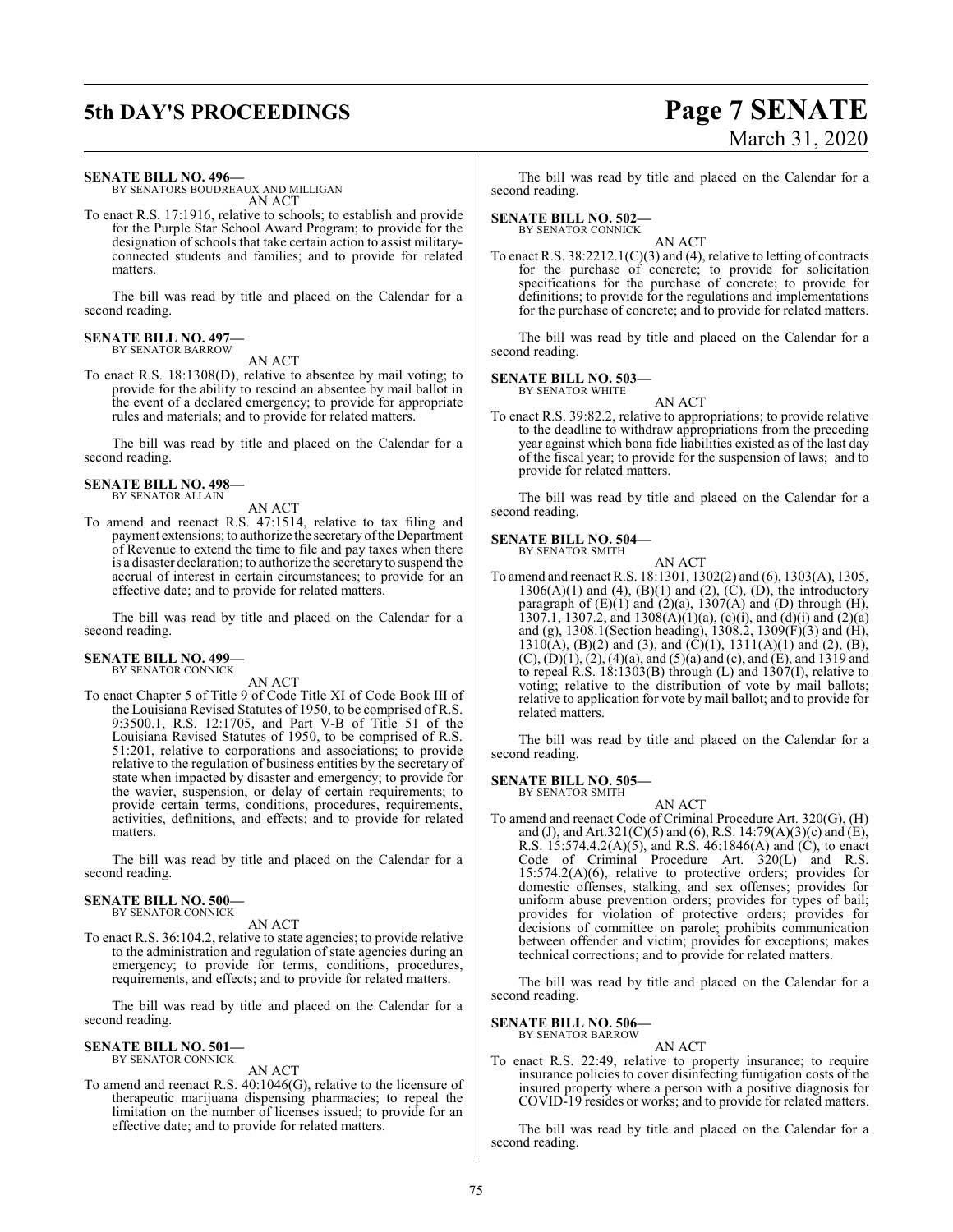**SENATE BILL NO. 496—**
BY SENATORS BOUDREAUX AND MILLIGAN

AN ACT

To enact R.S. 17:1916, relative to schools; to establish and provide for the Purple Star School Award Program; to provide for the designation of schools that take certain action to assist military-connected students and families; and to provide for related matters.

The bill was read by title and placed on the Calendar for a second reading.

**SENATE BILL NO. 497—**
BY SENATOR BARROW

AN ACT

To enact R.S. 18:1308(D), relative to absentee by mail voting; to provide for the ability to rescind an absentee by mail ballot in the event of a declared emergency; to provide for appropriate rules and materials; and to provide for related matters.

The bill was read by title and placed on the Calendar for a second reading.

**SENATE BILL NO. 498—**
BY SENATOR ALLAIN

AN ACT

To amend and reenact R.S. 47:1514, relative to tax filing and payment extensions; to authorize the secretary of the Department of Revenue to extend the time to file and pay taxes when there is a disaster declaration; to authorize the secretary to suspend the accrual of interest in certain circumstances; to provide for an effective date; and to provide for related matters.

The bill was read by title and placed on the Calendar for a second reading.

**SENATE BILL NO. 499—**
BY SENATOR CONNICK

AN ACT

To enact Chapter 5 of Title 9 of Code Title XI of Code Book III of the Louisiana Revised Statutes of 1950, to be comprised of R.S. 9:3500.1, R.S. 12:1705, and Part V-B of Title 51 of the Louisiana Revised Statutes of 1950, to be comprised of R.S. 51:201, relative to corporations and associations; to provide relative to the regulation of business entities by the secretary of state when impacted by disaster and emergency; to provide for the wavier, suspension, or delay of certain requirements; to provide certain terms, conditions, procedures, requirements, activities, definitions, and effects; and to provide for related matters.

The bill was read by title and placed on the Calendar for a second reading.

**SENATE BILL NO. 500—**
BY SENATOR CONNICK

AN ACT

To enact R.S. 36:104.2, relative to state agencies; to provide relative to the administration and regulation of state agencies during an emergency; to provide for terms, conditions, procedures, requirements, and effects; and to provide for related matters.

The bill was read by title and placed on the Calendar for a second reading.

**SENATE BILL NO. 501—**
BY SENATOR CONNICK

AN ACT

To amend and reenact R.S. 40:1046(G), relative to the licensure of therapeutic marijuana dispensing pharmacies; to repeal the limitation on the number of licenses issued; to provide for an effective date; and to provide for related matters.

The bill was read by title and placed on the Calendar for a second reading.

**SENATE BILL NO. 502—**
BY SENATOR CONNICK

AN ACT

To enact R.S. 38:2212.1(C)(3) and (4), relative to letting of contracts for the purchase of concrete; to provide for solicitation specifications for the purchase of concrete; to provide for definitions; to provide for the regulations and implementations for the purchase of concrete; and to provide for related matters.

The bill was read by title and placed on the Calendar for a second reading.

**SENATE BILL NO. 503—**
BY SENATOR WHITE

AN ACT

To enact R.S. 39:82.2, relative to appropriations; to provide relative to the deadline to withdraw appropriations from the preceding year against which bona fide liabilities existed as of the last day of the fiscal year; to provide for the suspension of laws; and to provide for related matters.

The bill was read by title and placed on the Calendar for a second reading.

**SENATE BILL NO. 504—**
BY SENATOR SMITH

AN ACT

To amend and reenact R.S. 18:1301, 1302(2) and (6), 1303(A), 1305, 1306(A)(1) and (4), (B)(1) and (2), (C), (D), the introductory paragraph of (E)(1) and (2)(a), 1307(A) and (D) through (H), 1307.1, 1307.2, and 1308(A)(1)(a), (c)(i), and (d)(i) and (2)(a) and (g), 1308.1(Section heading), 1308.2, 1309(F)(3) and (H), 1310(A), (B)(2) and (3), and (C)(1), 1311(A)(1) and (2), (B), (C), (D)(1), (2), (4)(a), and (5)(a) and (c), and (E), and 1319 and to repeal R.S. 18:1303(B) through (L) and 1307(I), relative to voting; relative to the distribution of vote by mail ballots; relative to application for vote by mail ballot; and to provide for related matters.

The bill was read by title and placed on the Calendar for a second reading.

**SENATE BILL NO. 505—**
BY SENATOR SMITH

AN ACT

To amend and reenact Code of Criminal Procedure Art. 320(G), (H) and (J), and Art.321(C)(5) and (6), R.S. 14:79(A)(3)(c) and (E), R.S. 15:574.4.2(A)(5), and R.S. 46:1846(A) and (C), to enact Code of Criminal Procedure Art. 320(L) and R.S. 15:574.2(A)(6), relative to protective orders; provides for domestic offenses, stalking, and sex offenses; provides for uniform abuse prevention orders; provides for types of bail; provides for violation of protective orders; provides for decisions of committee on parole; prohibits communication between offender and victim; provides for exceptions; makes technical corrections; and to provide for related matters.

The bill was read by title and placed on the Calendar for a second reading.

**SENATE BILL NO. 506—**
BY SENATOR BARROW

AN ACT

To enact R.S. 22:49, relative to property insurance; to require insurance policies to cover disinfecting fumigation costs of the insured property where a person with a positive diagnosis for COVID-19 resides or works; and to provide for related matters.

The bill was read by title and placed on the Calendar for a second reading.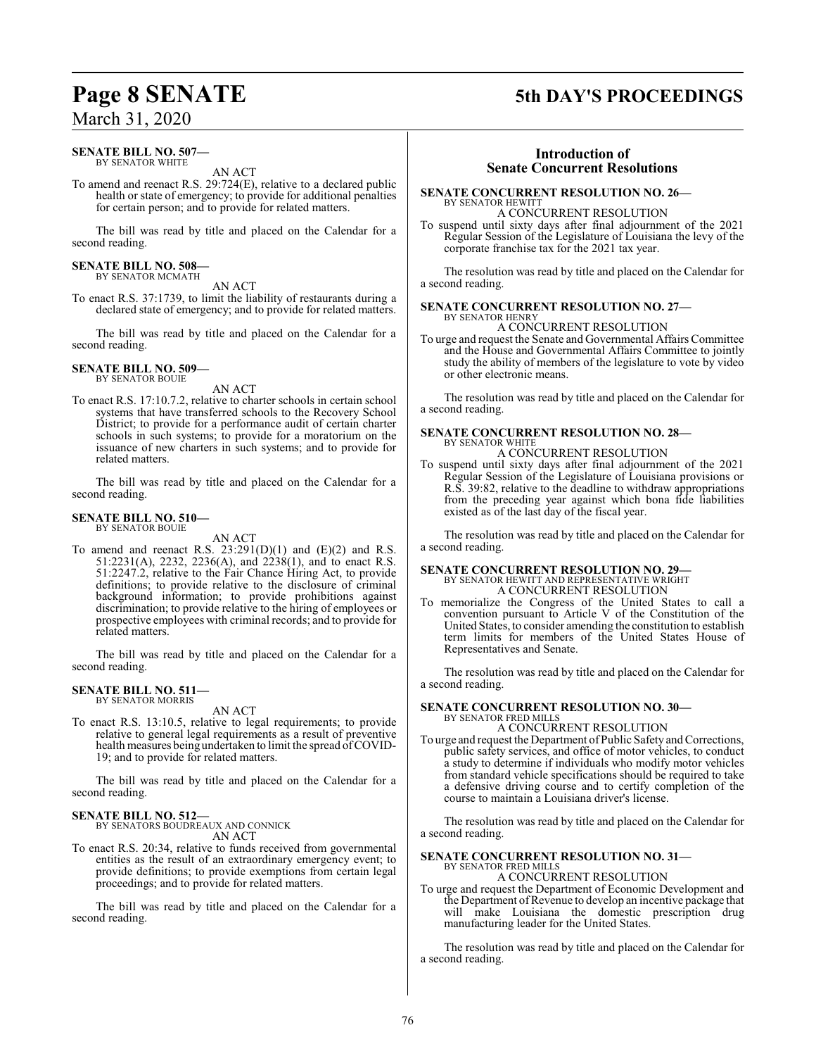**SENATE BILL NO. 507—**
BY SENATOR WHITE

AN ACT

To amend and reenact R.S. 29:724(E), relative to a declared public health or state of emergency; to provide for additional penalties for certain person; and to provide for related matters.

The bill was read by title and placed on the Calendar for a second reading.

**SENATE BILL NO. 508—**
BY SENATOR MCMATH

AN ACT

To enact R.S. 37:1739, to limit the liability of restaurants during a declared state of emergency; and to provide for related matters.

The bill was read by title and placed on the Calendar for a second reading.

**SENATE BILL NO. 509—**
BY SENATOR BOUIE

AN ACT

To enact R.S. 17:10.7.2, relative to charter schools in certain school systems that have transferred schools to the Recovery School District; to provide for a performance audit of certain charter schools in such systems; to provide for a moratorium on the issuance of new charters in such systems; and to provide for related matters.

The bill was read by title and placed on the Calendar for a second reading.

**SENATE BILL NO. 510—**
BY SENATOR BOUIE

AN ACT

To amend and reenact R.S. 23:291(D)(1) and (E)(2) and R.S. 51:2231(A), 2232, 2236(A), and 2238(1), and to enact R.S. 51:2247.2, relative to the Fair Chance Hiring Act, to provide definitions; to provide relative to the disclosure of criminal background information; to provide prohibitions against discrimination; to provide relative to the hiring of employees or prospective employees with criminal records; and to provide for related matters.

The bill was read by title and placed on the Calendar for a second reading.

**SENATE BILL NO. 511—**
BY SENATOR MORRIS

AN ACT

To enact R.S. 13:10.5, relative to legal requirements; to provide relative to general legal requirements as a result of preventive health measures being undertaken to limit the spread of COVID-19; and to provide for related matters.

The bill was read by title and placed on the Calendar for a second reading.

**SENATE BILL NO. 512—**
BY SENATORS BOUDREAUX AND CONNICK

AN ACT

To enact R.S. 20:34, relative to funds received from governmental entities as the result of an extraordinary emergency event; to provide definitions; to provide exemptions from certain legal proceedings; and to provide for related matters.

The bill was read by title and placed on the Calendar for a second reading.

## Introduction of Senate Concurrent Resolutions

**SENATE CONCURRENT RESOLUTION NO. 26—**
BY SENATOR HEWITT

A CONCURRENT RESOLUTION

To suspend until sixty days after final adjournment of the 2021 Regular Session of the Legislature of Louisiana the levy of the corporate franchise tax for the 2021 tax year.

The resolution was read by title and placed on the Calendar for a second reading.

**SENATE CONCURRENT RESOLUTION NO. 27—**
BY SENATOR HENRY

A CONCURRENT RESOLUTION

To urge and request the Senate and Governmental Affairs Committee and the House and Governmental Affairs Committee to jointly study the ability of members of the legislature to vote by video or other electronic means.

The resolution was read by title and placed on the Calendar for a second reading.

**SENATE CONCURRENT RESOLUTION NO. 28—**
BY SENATOR WHITE

A CONCURRENT RESOLUTION

To suspend until sixty days after final adjournment of the 2021 Regular Session of the Legislature of Louisiana provisions or R.S. 39:82, relative to the deadline to withdraw appropriations from the preceding year against which bona fide liabilities existed as of the last day of the fiscal year.

The resolution was read by title and placed on the Calendar for a second reading.

**SENATE CONCURRENT RESOLUTION NO. 29—**
BY SENATOR HEWITT AND REPRESENTATIVE WRIGHT

A CONCURRENT RESOLUTION

To memorialize the Congress of the United States to call a convention pursuant to Article V of the Constitution of the United States, to consider amending the constitution to establish term limits for members of the United States House of Representatives and Senate.

The resolution was read by title and placed on the Calendar for a second reading.

**SENATE CONCURRENT RESOLUTION NO. 30—**
BY SENATOR FRED MILLS

A CONCURRENT RESOLUTION

To urge and request the Department of Public Safety and Corrections, public safety services, and office of motor vehicles, to conduct a study to determine if individuals who modify motor vehicles from standard vehicle specifications should be required to take a defensive driving course and to certify completion of the course to maintain a Louisiana driver's license.

The resolution was read by title and placed on the Calendar for a second reading.

**SENATE CONCURRENT RESOLUTION NO. 31—**
BY SENATOR FRED MILLS

A CONCURRENT RESOLUTION

To urge and request the Department of Economic Development and the Department of Revenue to develop an incentive package that will make Louisiana the domestic prescription drug manufacturing leader for the United States.

The resolution was read by title and placed on the Calendar for a second reading.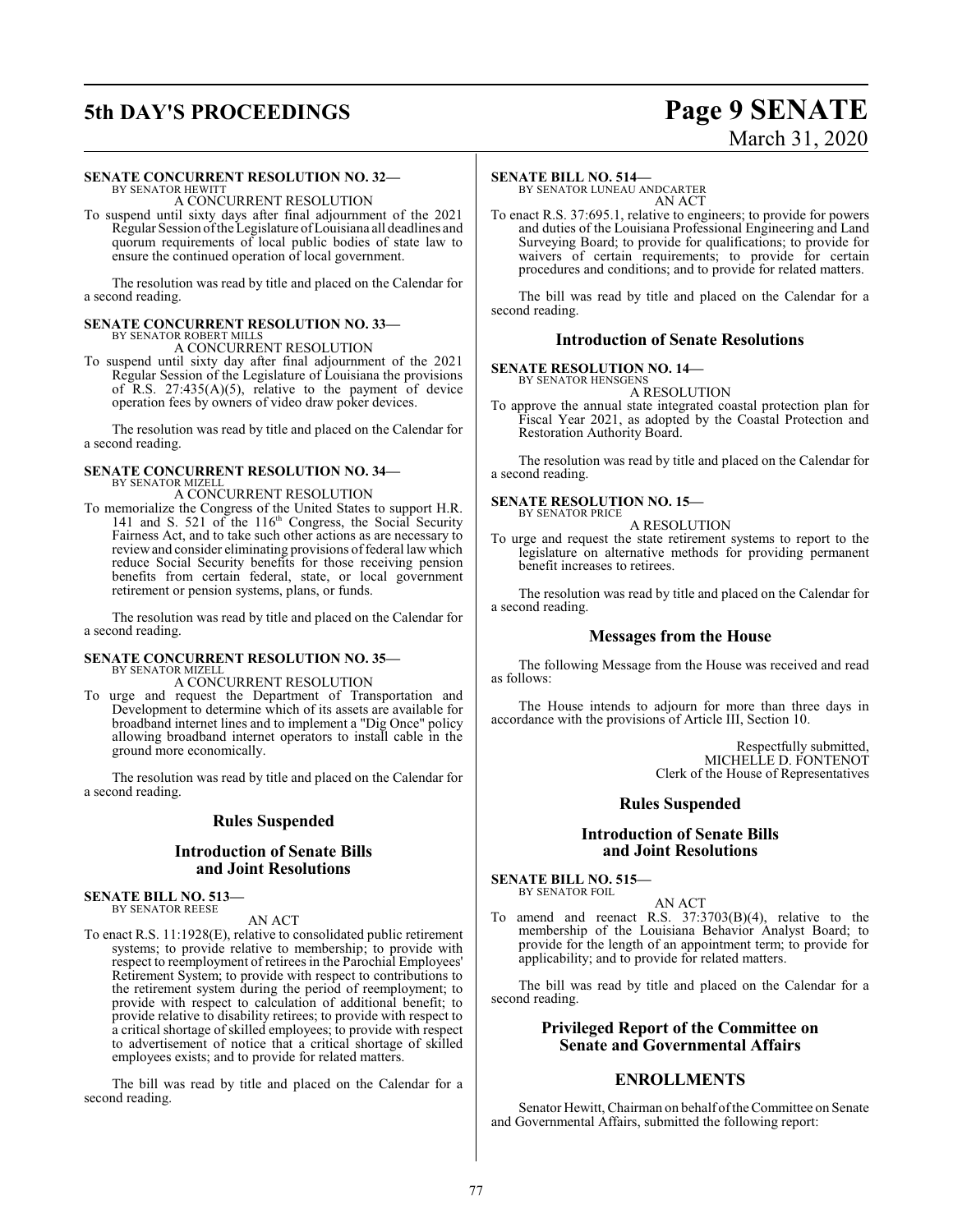**SENATE CONCURRENT RESOLUTION NO. 32—**
BY SENATOR HEWITT

A CONCURRENT RESOLUTION

To suspend until sixty days after final adjournment of the 2021 Regular Session of the Legislature of Louisiana all deadlines and quorum requirements of local public bodies of state law to ensure the continued operation of local government.

The resolution was read by title and placed on the Calendar for a second reading.

**SENATE CONCURRENT RESOLUTION NO. 33—**
BY SENATOR ROBERT MILLS

A CONCURRENT RESOLUTION

To suspend until sixty day after final adjournment of the 2021 Regular Session of the Legislature of Louisiana the provisions of R.S. 27:435(A)(5), relative to the payment of device operation fees by owners of video draw poker devices.

The resolution was read by title and placed on the Calendar for a second reading.

**SENATE CONCURRENT RESOLUTION NO. 34—**
BY SENATOR MIZELL

A CONCURRENT RESOLUTION

To memorialize the Congress of the United States to support H.R. 141 and S. 521 of the 116th Congress, the Social Security Fairness Act, and to take such other actions as are necessary to review and consider eliminating provisions of federal law which reduce Social Security benefits for those receiving pension benefits from certain federal, state, or local government retirement or pension systems, plans, or funds.

The resolution was read by title and placed on the Calendar for a second reading.

**SENATE CONCURRENT RESOLUTION NO. 35—**
BY SENATOR MIZELL

A CONCURRENT RESOLUTION

To urge and request the Department of Transportation and Development to determine which of its assets are available for broadband internet lines and to implement a "Dig Once" policy allowing broadband internet operators to install cable in the ground more economically.

The resolution was read by title and placed on the Calendar for a second reading.

## Rules Suspended

## Introduction of Senate Bills and Joint Resolutions

**SENATE BILL NO. 513—**
BY SENATOR REESE

AN ACT

To enact R.S. 11:1928(E), relative to consolidated public retirement systems; to provide relative to membership; to provide with respect to reemployment of retirees in the Parochial Employees' Retirement System; to provide with respect to contributions to the retirement system during the period of reemployment; to provide with respect to calculation of additional benefit; to provide relative to disability retirees; to provide with respect to a critical shortage of skilled employees; to provide with respect to advertisement of notice that a critical shortage of skilled employees exists; and to provide for related matters.

The bill was read by title and placed on the Calendar for a second reading.

**SENATE BILL NO. 514—**
BY SENATOR LUNEAU ANDCARTER

AN ACT

To enact R.S. 37:695.1, relative to engineers; to provide for powers and duties of the Louisiana Professional Engineering and Land Surveying Board; to provide for qualifications; to provide for waivers of certain requirements; to provide for certain procedures and conditions; and to provide for related matters.

The bill was read by title and placed on the Calendar for a second reading.

## Introduction of Senate Resolutions

**SENATE RESOLUTION NO. 14—**
BY SENATOR HENSGENS

A RESOLUTION

To approve the annual state integrated coastal protection plan for Fiscal Year 2021, as adopted by the Coastal Protection and Restoration Authority Board.

The resolution was read by title and placed on the Calendar for a second reading.

**SENATE RESOLUTION NO. 15—**
BY SENATOR PRICE

A RESOLUTION

To urge and request the state retirement systems to report to the legislature on alternative methods for providing permanent benefit increases to retirees.

The resolution was read by title and placed on the Calendar for a second reading.

## Messages from the House

The following Message from the House was received and read as follows:

The House intends to adjourn for more than three days in accordance with the provisions of Article III, Section 10.

Respectfully submitted,
MICHELLE D. FONTENOT
Clerk of the House of Representatives

## Rules Suspended

## Introduction of Senate Bills and Joint Resolutions

**SENATE BILL NO. 515—**
BY SENATOR FOIL

AN ACT

To amend and reenact R.S. 37:3703(B)(4), relative to the membership of the Louisiana Behavior Analyst Board; to provide for the length of an appointment term; to provide for applicability; and to provide for related matters.

The bill was read by title and placed on the Calendar for a second reading.

## Privileged Report of the Committee on Senate and Governmental Affairs

## ENROLLMENTS

Senator Hewitt, Chairman on behalf of the Committee on Senate and Governmental Affairs, submitted the following report: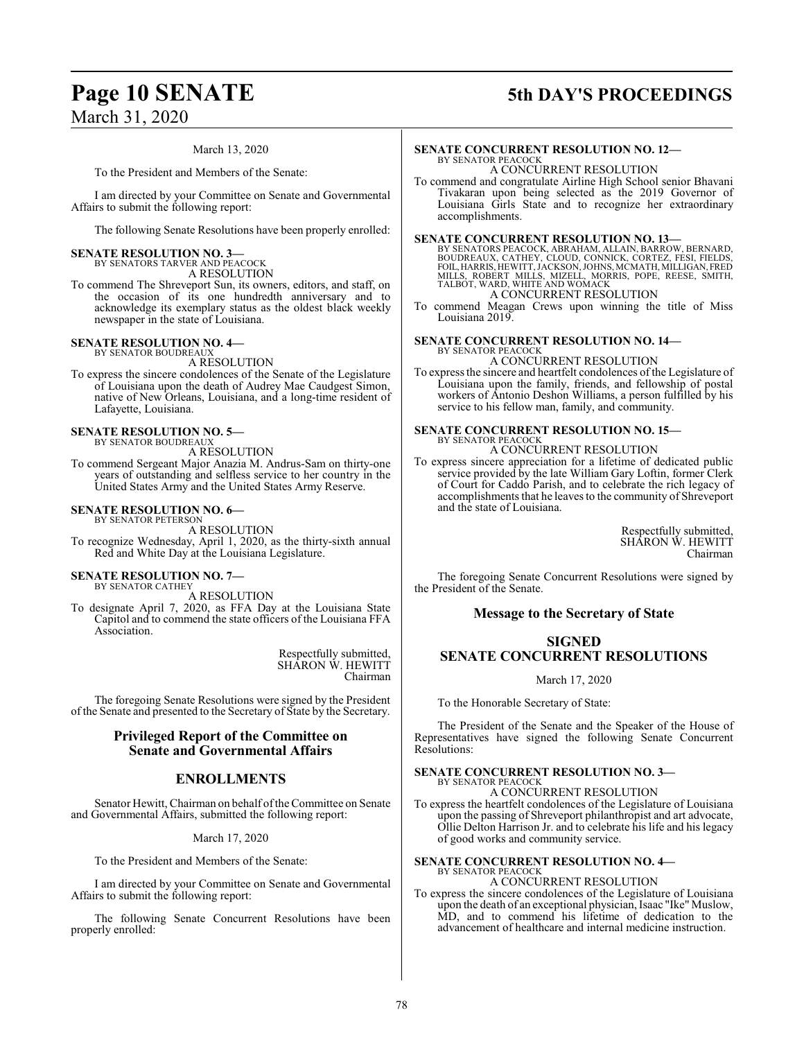March 13, 2020

To the President and Members of the Senate:

I am directed by your Committee on Senate and Governmental Affairs to submit the following report:

The following Senate Resolutions have been properly enrolled:

**SENATE RESOLUTION NO. 3—**
BY SENATORS TARVER AND PEACOCK
A RESOLUTION

To commend The Shreveport Sun, its owners, editors, and staff, on the occasion of its one hundredth anniversary and to acknowledge its exemplary status as the oldest black weekly newspaper in the state of Louisiana.

**SENATE RESOLUTION NO. 4—**
BY SENATOR BOUDREAUX
A RESOLUTION

To express the sincere condolences of the Senate of the Legislature of Louisiana upon the death of Audrey Mae Caudgest Simon, native of New Orleans, Louisiana, and a long-time resident of Lafayette, Louisiana.

**SENATE RESOLUTION NO. 5—**
BY SENATOR BOUDREAUX
A RESOLUTION

To commend Sergeant Major Anazia M. Andrus-Sam on thirty-one years of outstanding and selfless service to her country in the United States Army and the United States Army Reserve.

**SENATE RESOLUTION NO. 6—**
BY SENATOR PETERSON
A RESOLUTION

To recognize Wednesday, April 1, 2020, as the thirty-sixth annual Red and White Day at the Louisiana Legislature.

**SENATE RESOLUTION NO. 7—**
BY SENATOR CATHEY
A RESOLUTION

To designate April 7, 2020, as FFA Day at the Louisiana State Capitol and to commend the state officers of the Louisiana FFA Association.

Respectfully submitted,
SHARON W. HEWITT
Chairman

The foregoing Senate Resolutions were signed by the President of the Senate and presented to the Secretary of State by the Secretary.

## Privileged Report of the Committee on Senate and Governmental Affairs

## ENROLLMENTS

Senator Hewitt, Chairman on behalf of the Committee on Senate and Governmental Affairs, submitted the following report:

March 17, 2020

To the President and Members of the Senate:

I am directed by your Committee on Senate and Governmental Affairs to submit the following report:

The following Senate Concurrent Resolutions have been properly enrolled:

**SENATE CONCURRENT RESOLUTION NO. 12—**
BY SENATOR PEACOCK
A CONCURRENT RESOLUTION

To commend and congratulate Airline High School senior Bhavani Tivakaran upon being selected as the 2019 Governor of Louisiana Girls State and to recognize her extraordinary accomplishments.

**SENATE CONCURRENT RESOLUTION NO. 13—**
BY SENATORS PEACOCK, ABRAHAM, ALLAIN, BARROW, BERNARD, BOUDREAUX, CATHEY, CLOUD, CONNICK, CORTEZ, FESI, FIELDS, FOIL, HARRIS, HEWITT, JACKSON, JOHNS, MCMATH, MILLIGAN, FRED MILLS, ROBERT MILLS, MIZELL, MORRIS, POPE, REESE, SMITH, TALBOT, WARD, WHITE AND WOMACK
A CONCURRENT RESOLUTION

To commend Meagan Crews upon winning the title of Miss Louisiana 2019.

**SENATE CONCURRENT RESOLUTION NO. 14—**
BY SENATOR PEACOCK
A CONCURRENT RESOLUTION

To express the sincere and heartfelt condolences of the Legislature of Louisiana upon the family, friends, and fellowship of postal workers of Antonio Deshon Williams, a person fulfilled by his service to his fellow man, family, and community.

**SENATE CONCURRENT RESOLUTION NO. 15—**
BY SENATOR PEACOCK
A CONCURRENT RESOLUTION

To express sincere appreciation for a lifetime of dedicated public service provided by the late William Gary Loftin, former Clerk of Court for Caddo Parish, and to celebrate the rich legacy of accomplishments that he leaves to the community of Shreveport and the state of Louisiana.

Respectfully submitted,
SHARON W. HEWITT
Chairman

The foregoing Senate Concurrent Resolutions were signed by the President of the Senate.

## Message to the Secretary of State

## SIGNED SENATE CONCURRENT RESOLUTIONS

March 17, 2020

To the Honorable Secretary of State:

The President of the Senate and the Speaker of the House of Representatives have signed the following Senate Concurrent Resolutions:

**SENATE CONCURRENT RESOLUTION NO. 3—**
BY SENATOR PEACOCK
A CONCURRENT RESOLUTION

To express the heartfelt condolences of the Legislature of Louisiana upon the passing of Shreveport philanthropist and art advocate, Ollie Delton Harrison Jr. and to celebrate his life and his legacy of good works and community service.

**SENATE CONCURRENT RESOLUTION NO. 4—**
BY SENATOR PEACOCK
A CONCURRENT RESOLUTION

To express the sincere condolences of the Legislature of Louisiana upon the death of an exceptional physician, Isaac "Ike" Muslow, MD, and to commend his lifetime of dedication to the advancement of healthcare and internal medicine instruction.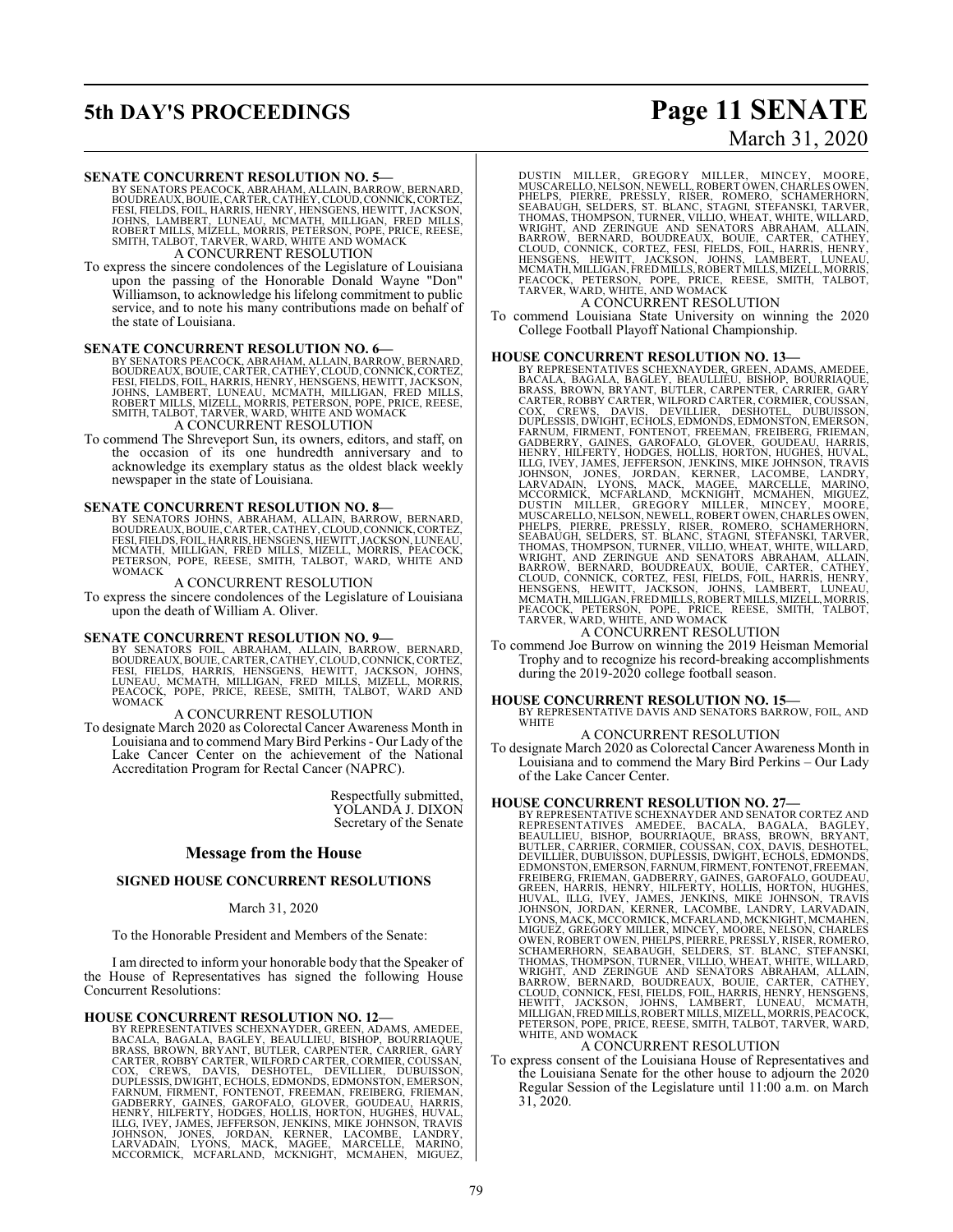**SENATE CONCURRENT RESOLUTION NO. 5—**

BY SENATORS PEACOCK, ABRAHAM, ALLAIN, BARROW, BERNARD, BOUDREAUX, BOUIE, CARTER, CATHEY, CLOUD, CONNICK, CORTEZ, FESI, FIELDS, FOIL, HARRIS, HENRY, HENSGENS, HEWITT, JACKSON, JOHNS, LAMBERT, LUNEAU, MCMATH, MILLIGAN, FRED MILLS, ROBERT MILLS, MIZELL, MORRIS, PETERSON, POPE, PRICE, REESE, SMITH, TALBOT, TARVER, WARD, WHITE AND WOMACK

A CONCURRENT RESOLUTION

To express the sincere condolences of the Legislature of Louisiana upon the passing of the Honorable Donald Wayne "Don" Williamson, to acknowledge his lifelong commitment to public service, and to note his many contributions made on behalf of the state of Louisiana.

**SENATE CONCURRENT RESOLUTION NO. 6—**

BY SENATORS PEACOCK, ABRAHAM, ALLAIN, BARROW, BERNARD, BOUDREAUX, BOUIE, CARTER, CATHEY, CLOUD, CONNICK, CORTEZ, FESI, FIELDS, FOIL, HARRIS, HENRY, HENSGENS, HEWITT, JACKSON, JOHNS, LAMBERT, LUNEAU, MCMATH, MILLIGAN, FRED MILLS, ROBERT MILLS, MIZELL, MORRIS, PETERSON, POPE, PRICE, REESE, SMITH, TALBOT, TARVER, WARD, WHITE AND WOMACK

A CONCURRENT RESOLUTION

To commend The Shreveport Sun, its owners, editors, and staff, on the occasion of its one hundredth anniversary and to acknowledge its exemplary status as the oldest black weekly newspaper in the state of Louisiana.

**SENATE CONCURRENT RESOLUTION NO. 8—**

BY SENATORS JOHNS, ABRAHAM, ALLAIN, BARROW, BERNARD, BOUDREAUX, BOUIE, CARTER, CATHEY, CLOUD, CONNICK, CORTEZ, FESI, FIELDS, FOIL, HARRIS, HENSGENS, HEWITT, JACKSON, LUNEAU, MCMATH, MILLIGAN, FRED MILLS, MIZELL, MORRIS, PEACOCK, PETERSON, POPE, REESE, SMITH, TALBOT, WARD, WHITE AND WOMACK

A CONCURRENT RESOLUTION

To express the sincere condolences of the Legislature of Louisiana upon the death of William A. Oliver.

**SENATE CONCURRENT RESOLUTION NO. 9—**

BY SENATORS FOIL, ABRAHAM, ALLAIN, BARROW, BERNARD, BOUDREAUX, BOUIE, CARTER, CATHEY, CLOUD, CONNICK, CORTEZ, FESI, FIELDS, HARRIS, HENSGENS, HEWITT, JACKSON, JOHNS, LUNEAU, MCMATH, MILLIGAN, FRED MILLS, MIZELL, MORRIS, PEACOCK, POPE, PRICE, REESE, SMITH, TALBOT, WARD AND WOMACK

A CONCURRENT RESOLUTION

To designate March 2020 as Colorectal Cancer Awareness Month in Louisiana and to commend Mary Bird Perkins - Our Lady of the Lake Cancer Center on the achievement of the National Accreditation Program for Rectal Cancer (NAPRC).

Respectfully submitted,
YOLANDA J. DIXON
Secretary of the Senate

## Message from the House

### SIGNED HOUSE CONCURRENT RESOLUTIONS

March 31, 2020

To the Honorable President and Members of the Senate:

I am directed to inform your honorable body that the Speaker of the House of Representatives has signed the following House Concurrent Resolutions:

**HOUSE CONCURRENT RESOLUTION NO. 12—**

BY REPRESENTATIVES SCHEXNAYDER, GREEN, ADAMS, AMEDEE, BACALA, BAGALA, BAGLEY, BEAULLIEU, BISHOP, BOURRIAQUE, BRASS, BROWN, BRYANT, BUTLER, CARPENTER, CARRIER, GARY CARTER, ROBBY CARTER, WILFORD CARTER, CORMIER, COUSSAN, COX, CREWS, DAVIS, DESHOTEL, DEVILLIER, DUBUISSON, DUPLESSIS, DWIGHT, ECHOLS, EDMONDS, EDMONSTON, EMERSON, FARNUM, FIRMENT, FONTENOT, FREEMAN, FREIBERG, FRIEMAN, GADBERRY, GAINES, GAROFALO, GLOVER, GOUDEAU, HARRIS, HENRY, HILFERTY, HODGES, HOLLIS, HORTON, HUGHES, HUVAL, ILLG, IVEY, JAMES, JEFFERSON, JENKINS, MIKE JOHNSON, TRAVIS JOHNSON, JONES, JORDAN, KERNER, LACOMBE, LANDRY, LARVADAIN, LYONS, MACK, MAGEE, MARCELLE, MARINO, MCCORMICK, MCFARLAND, MCKNIGHT, MCMAHEN, MIGUEZ, DUSTIN MILLER, GREGORY MILLER, MINCEY, MOORE, MUSCARELLO, NELSON, NEWELL, ROBERT OWEN, CHARLES OWEN, PHELPS, PIERRE, PRESSLY, RISER, ROMERO, SCHAMERHORN, SEABAUGH, SELDERS, ST. BLANC, STAGNI, STEFANSKI, TARVER, THOMAS, THOMPSON, TURNER, VILLIO, WHEAT, WHITE, WILLARD, WRIGHT, AND ZERINGUE AND SENATORS ABRAHAM, ALLAIN, BARROW, BERNARD, BOUDREAUX, BOUIE, CARTER, CATHEY, CLOUD, CONNICK, CORTEZ, FESI, FIELDS, FOIL, HARRIS, HENRY, HENSGENS, HEWITT, JACKSON, JOHNS, LAMBERT, LUNEAU, MCMATH, MILLIGAN, FRED MILLS, ROBERT MILLS, MIZELL, MORRIS, PEACOCK, PETERSON, POPE, PRICE, REESE, SMITH, TALBOT, TARVER, WARD, WHITE, AND WOMACK

A CONCURRENT RESOLUTION

To commend Louisiana State University on winning the 2020 College Football Playoff National Championship.

**HOUSE CONCURRENT RESOLUTION NO. 13—**

BY REPRESENTATIVES SCHEXNAYDER, GREEN, ADAMS, AMEDEE, BACALA, BAGALA, BAGLEY, BEAULLIEU, BISHOP, BOURRIAQUE, BRASS, BROWN, BRYANT, BUTLER, CARPENTER, CARRIER, GARY CARTER, ROBBY CARTER, WILFORD CARTER, CORMIER, COUSSAN, COX, CREWS, DAVIS, DEVILLIER, DESHOTEL, DUBUISSON, DUPLESSIS, DWIGHT, ECHOLS, EDMONDS, EDMONSTON, EMERSON, FARNUM, FIRMENT, FONTENOT, FREEMAN, FREIBERG, FRIEMAN, GADBERRY, GAINES, GAROFALO, GLOVER, GOUDEAU, HARRIS, HENRY, HILFERTY, HODGES, HOLLIS, HORTON, HUGHES, HUVAL, ILLG, IVEY, JAMES, JEFFERSON, JENKINS, MIKE JOHNSON, TRAVIS JOHNSON, JONES, JORDAN, KERNER, LACOMBE, LANDRY, LARVADAIN, LYONS, MACK, MAGEE, MARCELLE, MARINO, MCCORMICK, MCFARLAND, MCKNIGHT, MCMAHEN, MIGUEZ, DUSTIN MILLER, GREGORY MILLER, MINCEY, MOORE, MUSCARELLO, NELSON, NEWELL, ROBERT OWEN, CHARLES OWEN, PHELPS, PIERRE, PRESSLY, RISER, ROMERO, SCHAMERHORN, SEABAUGH, SELDERS, ST. BLANC, STAGNI, STEFANSKI, TARVER, THOMAS, THOMPSON, TURNER, VILLIO, WHEAT, WHITE, WILLARD, WRIGHT, AND ZERINGUE AND SENATORS ABRAHAM, ALLAIN, BARROW, BERNARD, BOUDREAUX, BOUIE, CARTER, CATHEY, CLOUD, CONNICK, CORTEZ, FESI, FIELDS, FOIL, HARRIS, HENRY, HENSGENS, HEWITT, JACKSON, JOHNS, LAMBERT, LUNEAU, MCMATH, MILLIGAN, FRED MILLS, ROBERT MILLS, MIZELL, MORRIS, PEACOCK, PETERSON, POPE, PRICE, REESE, SMITH, TALBOT, TARVER, WARD, WHITE, AND WOMACK

A CONCURRENT RESOLUTION

To commend Joe Burrow on winning the 2019 Heisman Memorial Trophy and to recognize his record-breaking accomplishments during the 2019-2020 college football season.

**HOUSE CONCURRENT RESOLUTION NO. 15—**

BY REPRESENTATIVE DAVIS AND SENATORS BARROW, FOIL, AND WHITE

A CONCURRENT RESOLUTION

To designate March 2020 as Colorectal Cancer Awareness Month in Louisiana and to commend the Mary Bird Perkins – Our Lady of the Lake Cancer Center.

**HOUSE CONCURRENT RESOLUTION NO. 27—**

BY REPRESENTATIVE SCHEXNAYDER AND SENATOR CORTEZ AND REPRESENTATIVES AMEDEE, BACALA, BAGALA, BAGLEY, BEAULLIEU, BISHOP, BOURRIAQUE, BRASS, BROWN, BRYANT, BUTLER, CARRIER, CORMIER, COUSSAN, COX, DAVIS, DESHOTEL, DEVILLIER, DUBUISSON, DUPLESSIS, DWIGHT, ECHOLS, EDMONDS, EDMONSTON, EMERSON, FARNUM, FIRMENT, FONTENOT, FREEMAN, FREIBERG, FRIEMAN, GADBERRY, GAINES, GAROFALO, GOUDEAU, GREEN, HARRIS, HENRY, HILFERTY, HOLLIS, HORTON, HUGHES, HUVAL, ILLG, IVEY, JAMES, JENKINS, MIKE JOHNSON, TRAVIS JOHNSON, JORDAN, KERNER, LACOMBE, LANDRY, LARVADAIN, LYONS, MACK, MCCORMICK, MCFARLAND, MCKNIGHT, MCMAHEN, MIGUEZ, GREGORY MILLER, MINCEY, MOORE, NELSON, CHARLES OWEN, ROBERT OWEN, PHELPS, PIERRE, PRESSLY, RISER, ROMERO, SCHAMERHORN, SEABAUGH, SELDERS, ST. BLANC, STEFANSKI, THOMAS, THOMPSON, TURNER, VILLIO, WHEAT, WHITE, WILLARD, WRIGHT, AND ZERINGUE AND SENATORS ABRAHAM, ALLAIN, BARROW, BERNARD, BOUDREAUX, BOUIE, CARTER, CATHEY, CLOUD, CONNICK, FESI, FIELDS, FOIL, HARRIS, HENRY, HENSGENS, HEWITT, JACKSON, JOHNS, LAMBERT, LUNEAU, MCMATH, MILLIGAN, FRED MILLS, ROBERT MILLS, MIZELL, MORRIS, PEACOCK, PETERSON, POPE, PRICE, REESE, SMITH, TALBOT, TARVER, WARD, WHITE, AND WOMACK

A CONCURRENT RESOLUTION

To express consent of the Louisiana House of Representatives and the Louisiana Senate for the other house to adjourn the 2020 Regular Session of the Legislature until 11:00 a.m. on March 31, 2020.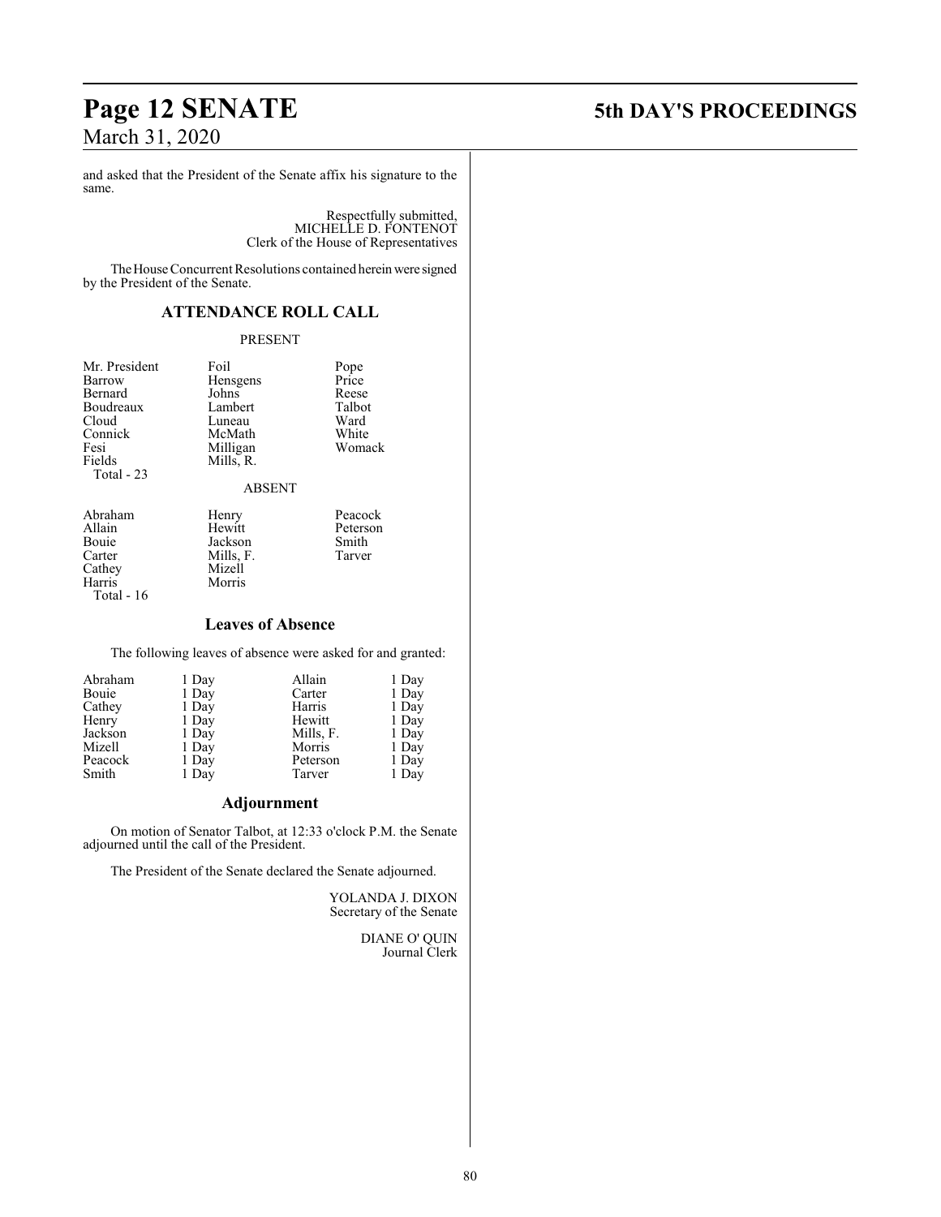and asked that the President of the Senate affix his signature to the same.

Respectfully submitted,
MICHELLE D. FONTENOT
Clerk of the House of Representatives

The House Concurrent Resolutions contained herein were signed by the President of the Senate.

## ATTENDANCE ROLL CALL

PRESENT

| | | |
|---|---|---|
| Mr. President | Foil | Pope |
| Barrow | Hensgens | Price |
| Bernard | Johns | Reese |
| Boudreaux | Lambert | Talbot |
| Cloud | Luneau | Ward |
| Connick | McMath | White |
| Fesi | Milligan | Womack |
| Fields | Mills, R. | |

Total - 23

ABSENT

| | | |
|---|---|---|
| Abraham | Henry | Peacock |
| Allain | Hewitt | Peterson |
| Bouie | Jackson | Smith |
| Carter | Mills, F. | Tarver |
| Cathey | Mizell | |
| Harris | Morris | |

Total - 16

## Leaves of Absence

The following leaves of absence were asked for and granted:

| | | | |
|---|---|---|---|
| Abraham | 1 Day | Allain | 1 Day |
| Bouie | 1 Day | Carter | 1 Day |
| Cathey | 1 Day | Harris | 1 Day |
| Henry | 1 Day | Hewitt | 1 Day |
| Jackson | 1 Day | Mills, F. | 1 Day |
| Mizell | 1 Day | Morris | 1 Day |
| Peacock | 1 Day | Peterson | 1 Day |
| Smith | 1 Day | Tarver | 1 Day |

## Adjournment

On motion of Senator Talbot, at 12:33 o'clock P.M. the Senate adjourned until the call of the President.

The President of the Senate declared the Senate adjourned.

YOLANDA J. DIXON
Secretary of the Senate

DIANE O' QUIN
Journal Clerk